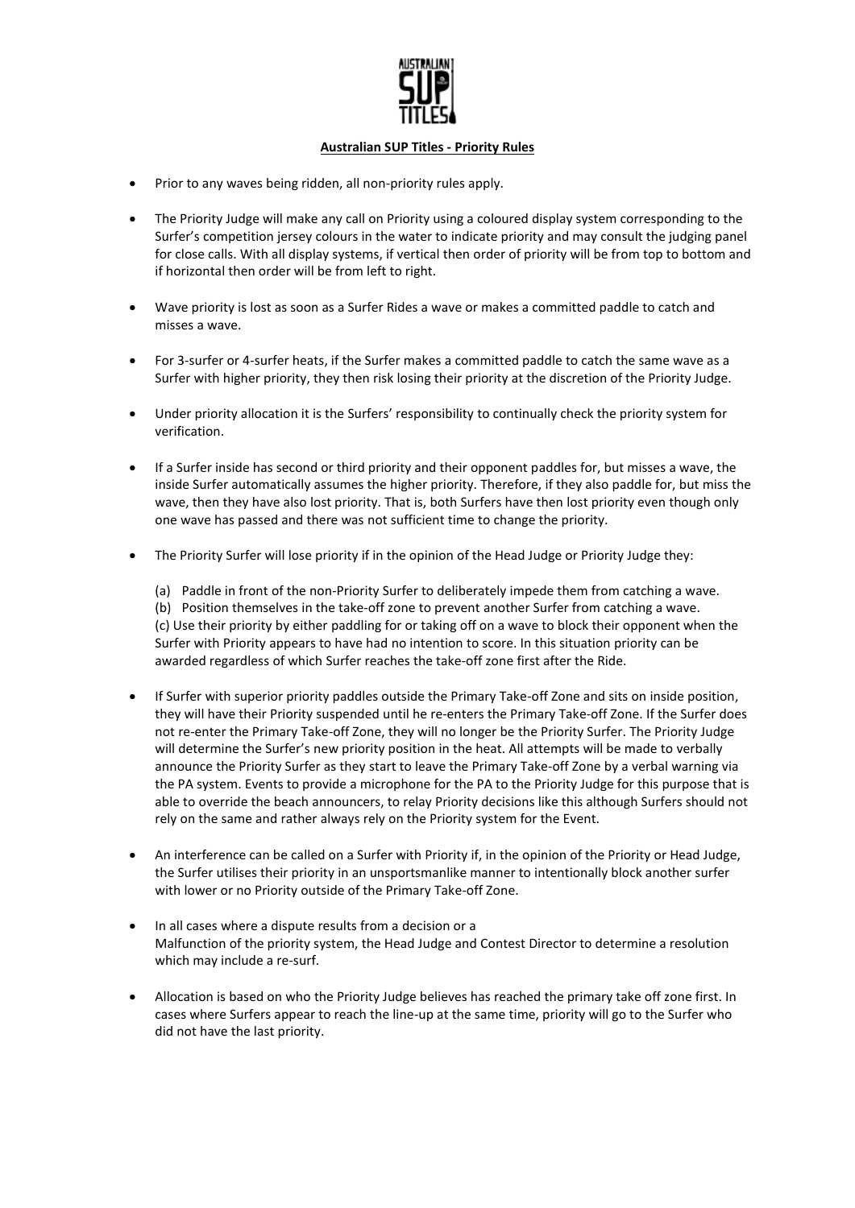**Australian SUP Titles - Priority Rules**

- Prior to any waves being ridden, all non-priority rules apply.

- The Priority Judge will make any call on Priority using a coloured display system corresponding to the Surfer's competition jersey colours in the water to indicate priority and may consult the judging panel for close calls. With all display systems, if vertical then order of priority will be from top to bottom and if horizontal then order will be from left to right.

- Wave priority is lost as soon as a Surfer Rides a wave or makes a committed paddle to catch and misses a wave.

- For 3-surfer or 4-surfer heats, if the Surfer makes a committed paddle to catch the same wave as a Surfer with higher priority, they then risk losing their priority at the discretion of the Priority Judge.

- Under priority allocation it is the Surfers' responsibility to continually check the priority system for verification.

- If a Surfer inside has second or third priority and their opponent paddles for, but misses a wave, the inside Surfer automatically assumes the higher priority. Therefore, if they also paddle for, but miss the wave, then they have also lost priority. That is, both Surfers have then lost priority even though only one wave has passed and there was not sufficient time to change the priority.

- The Priority Surfer will lose priority if in the opinion of the Head Judge or Priority Judge they:

  (a) Paddle in front of the non-Priority Surfer to deliberately impede them from catching a wave.
  (b) Position themselves in the take-off zone to prevent another Surfer from catching a wave.
  (c) Use their priority by either paddling for or taking off on a wave to block their opponent when the Surfer with Priority appears to have had no intention to score. In this situation priority can be awarded regardless of which Surfer reaches the take-off zone first after the Ride.

- If Surfer with superior priority paddles outside the Primary Take-off Zone and sits on inside position, they will have their Priority suspended until he re-enters the Primary Take-off Zone. If the Surfer does not re-enter the Primary Take-off Zone, they will no longer be the Priority Surfer. The Priority Judge will determine the Surfer's new priority position in the heat. All attempts will be made to verbally announce the Priority Surfer as they start to leave the Primary Take-off Zone by a verbal warning via the PA system. Events to provide a microphone for the PA to the Priority Judge for this purpose that is able to override the beach announcers, to relay Priority decisions like this although Surfers should not rely on the same and rather always rely on the Priority system for the Event.

- An interference can be called on a Surfer with Priority if, in the opinion of the Priority or Head Judge, the Surfer utilises their priority in an unsportsmanlike manner to intentionally block another surfer with lower or no Priority outside of the Primary Take-off Zone.

- In all cases where a dispute results from a decision or a Malfunction of the priority system, the Head Judge and Contest Director to determine a resolution which may include a re-surf.

- Allocation is based on who the Priority Judge believes has reached the primary take off zone first. In cases where Surfers appear to reach the line-up at the same time, priority will go to the Surfer who did not have the last priority.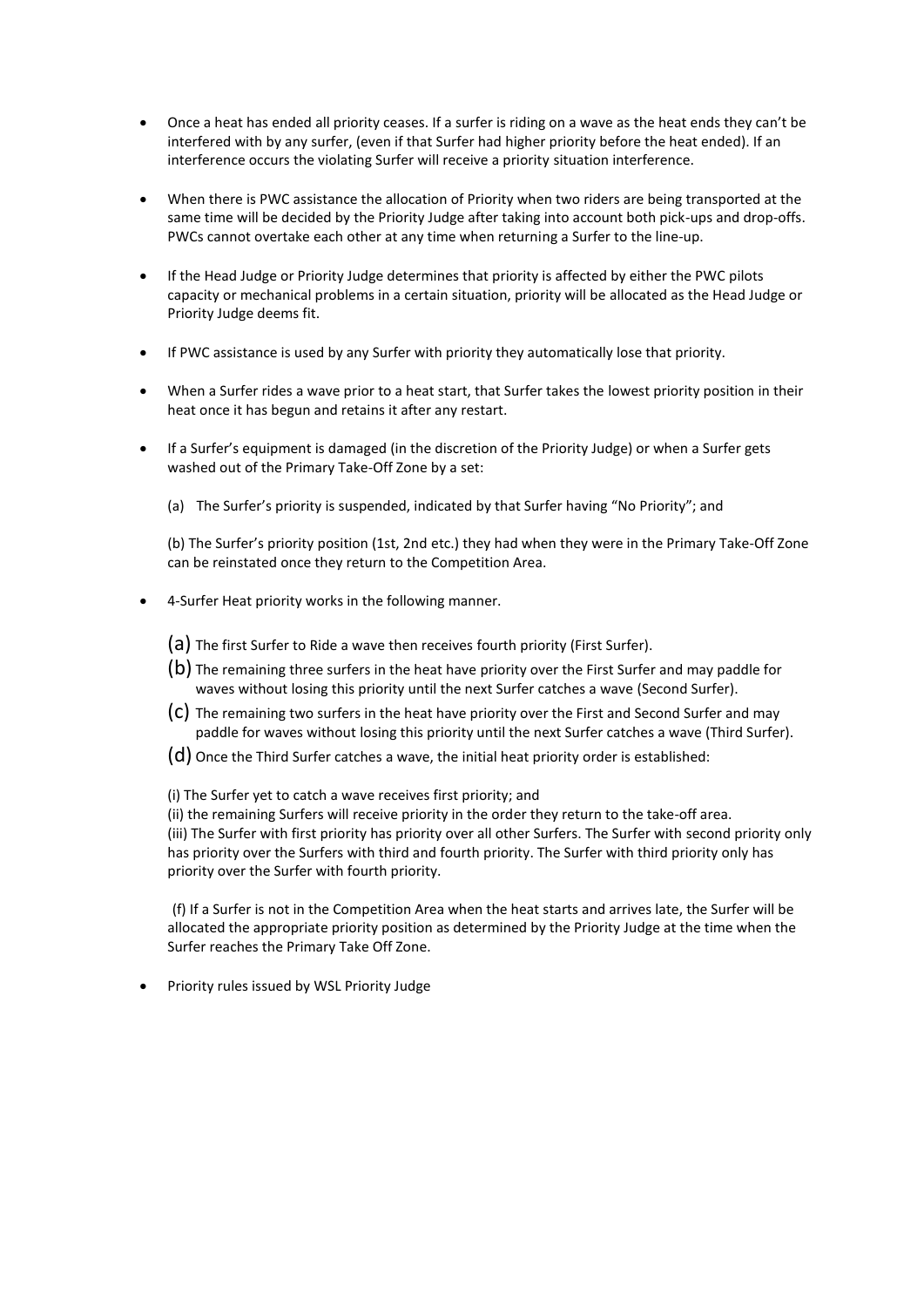- Once a heat has ended all priority ceases. If a surfer is riding on a wave as the heat ends they can't be interfered with by any surfer, (even if that Surfer had higher priority before the heat ended). If an interference occurs the violating Surfer will receive a priority situation interference.

- When there is PWC assistance the allocation of Priority when two riders are being transported at the same time will be decided by the Priority Judge after taking into account both pick-ups and drop-offs. PWCs cannot overtake each other at any time when returning a Surfer to the line-up.

- If the Head Judge or Priority Judge determines that priority is affected by either the PWC pilots capacity or mechanical problems in a certain situation, priority will be allocated as the Head Judge or Priority Judge deems fit.

- If PWC assistance is used by any Surfer with priority they automatically lose that priority.

- When a Surfer rides a wave prior to a heat start, that Surfer takes the lowest priority position in their heat once it has begun and retains it after any restart.

- If a Surfer's equipment is damaged (in the discretion of the Priority Judge) or when a Surfer gets washed out of the Primary Take-Off Zone by a set:

  (a) The Surfer's priority is suspended, indicated by that Surfer having "No Priority"; and

  (b) The Surfer's priority position (1st, 2nd etc.) they had when they were in the Primary Take-Off Zone can be reinstated once they return to the Competition Area.

- 4-Surfer Heat priority works in the following manner.

  (a) The first Surfer to Ride a wave then receives fourth priority (First Surfer).

  (b) The remaining three surfers in the heat have priority over the First Surfer and may paddle for waves without losing this priority until the next Surfer catches a wave (Second Surfer).

  (c) The remaining two surfers in the heat have priority over the First and Second Surfer and may paddle for waves without losing this priority until the next Surfer catches a wave (Third Surfer).

  (d) Once the Third Surfer catches a wave, the initial heat priority order is established:

  (i) The Surfer yet to catch a wave receives first priority; and

  (ii) the remaining Surfers will receive priority in the order they return to the take-off area.

  (iii) The Surfer with first priority has priority over all other Surfers. The Surfer with second priority only has priority over the Surfers with third and fourth priority. The Surfer with third priority only has priority over the Surfer with fourth priority.

  (f) If a Surfer is not in the Competition Area when the heat starts and arrives late, the Surfer will be allocated the appropriate priority position as determined by the Priority Judge at the time when the Surfer reaches the Primary Take Off Zone.

- Priority rules issued by WSL Priority Judge